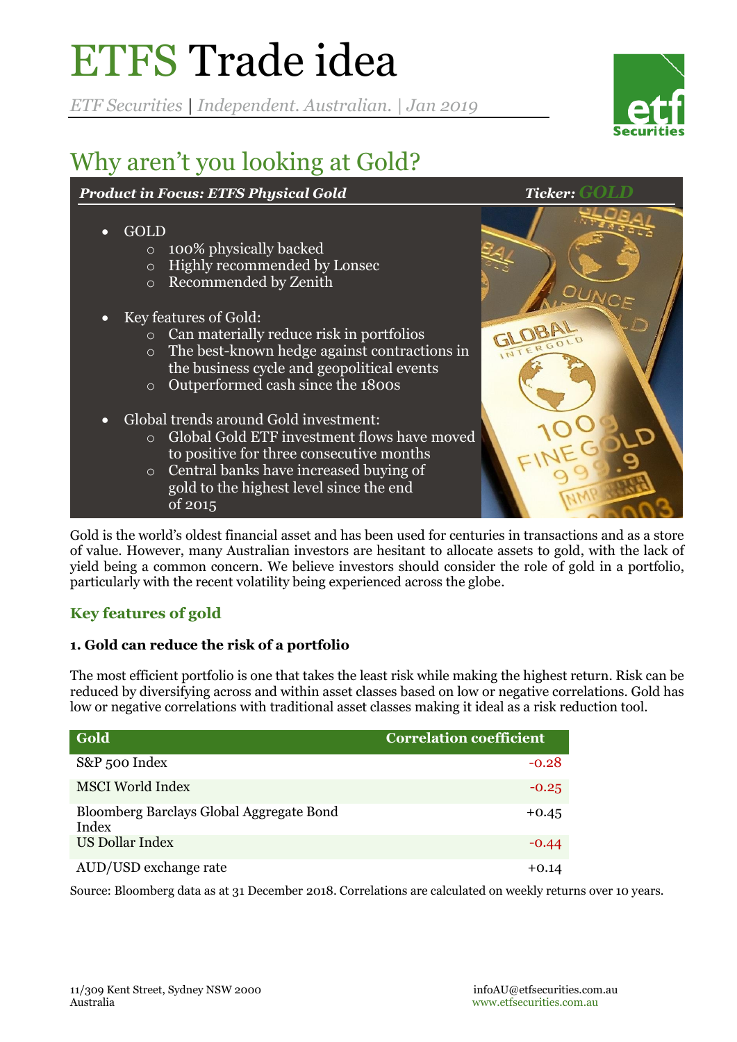# ETFS Trade idea

*ETF Securities | Independent. Australian. | Jan 2019*

## Why aren't you looking at Gold?

***Product in Focus: ETFS Physical Gold*** ***Ticker: GOLD***

- GOLD
  - 100% physically backed
  - Highly recommended by Lonsec
  - Recommended by Zenith
- Key features of Gold:
  - Can materially reduce risk in portfolios
  - The best-known hedge against contractions in the business cycle and geopolitical events
  - Outperformed cash since the 1800s
- Global trends around Gold investment:
  - Global Gold ETF investment flows have moved to positive for three consecutive months
  - Central banks have increased buying of gold to the highest level since the end of 2015

Gold is the world's oldest financial asset and has been used for centuries in transactions and as a store of value. However, many Australian investors are hesitant to allocate assets to gold, with the lack of yield being a common concern. We believe investors should consider the role of gold in a portfolio, particularly with the recent volatility being experienced across the globe.

### Key features of gold

**1. Gold can reduce the risk of a portfolio**

The most efficient portfolio is one that takes the least risk while making the highest return. Risk can be reduced by diversifying across and within asset classes based on low or negative correlations. Gold has low or negative correlations with traditional asset classes making it ideal as a risk reduction tool.

| Gold | Correlation coefficient |
|---|---|
| S&P 500 Index | -0.28 |
| MSCI World Index | -0.25 |
| Bloomberg Barclays Global Aggregate Bond Index | +0.45 |
| US Dollar Index | -0.44 |
| AUD/USD exchange rate | +0.14 |

Source: Bloomberg data as at 31 December 2018. Correlations are calculated on weekly returns over 10 years.

11/309 Kent Street, Sydney NSW 2000
Australia

infoAU@etfsecurities.com.au
www.etfsecurities.com.au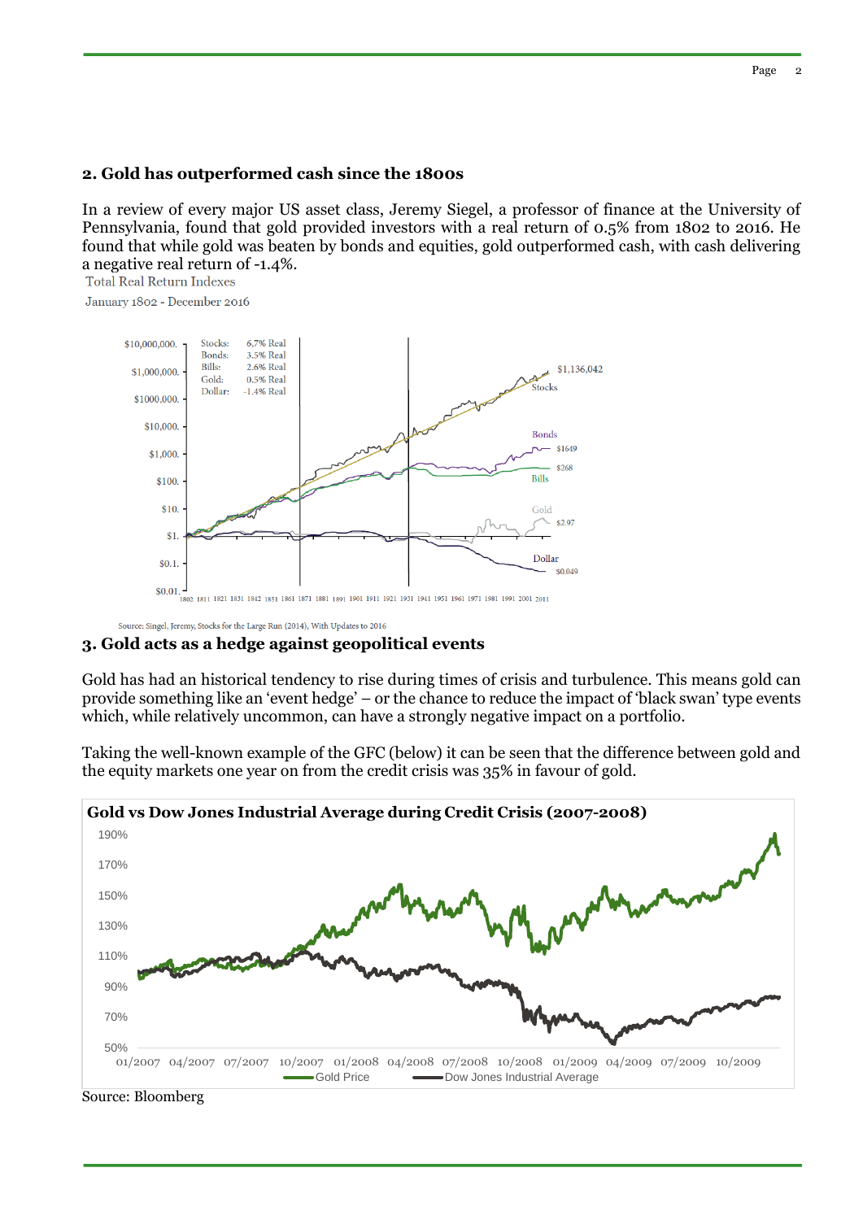## 2. Gold has outperformed cash since the 1800s

In a review of every major US asset class, Jeremy Siegel, a professor of finance at the University of Pennsylvania, found that gold provided investors with a real return of 0.5% from 1802 to 2016. He found that while gold was beaten by bonds and equities, gold outperformed cash, with cash delivering a negative real return of -1.4%.

Total Real Return Indexes

January 1802 - December 2016

Source: Singel, Jeremy, Stocks for the Large Run (2014), With Updates to 2016

## 3. Gold acts as a hedge against geopolitical events

Gold has had an historical tendency to rise during times of crisis and turbulence. This means gold can provide something like an 'event hedge' – or the chance to reduce the impact of 'black swan' type events which, while relatively uncommon, can have a strongly negative impact on a portfolio.

Taking the well-known example of the GFC (below) it can be seen that the difference between gold and the equity markets one year on from the credit crisis was 35% in favour of gold.

**Gold vs Dow Jones Industrial Average during Credit Crisis (2007-2008)**

Source: Bloomberg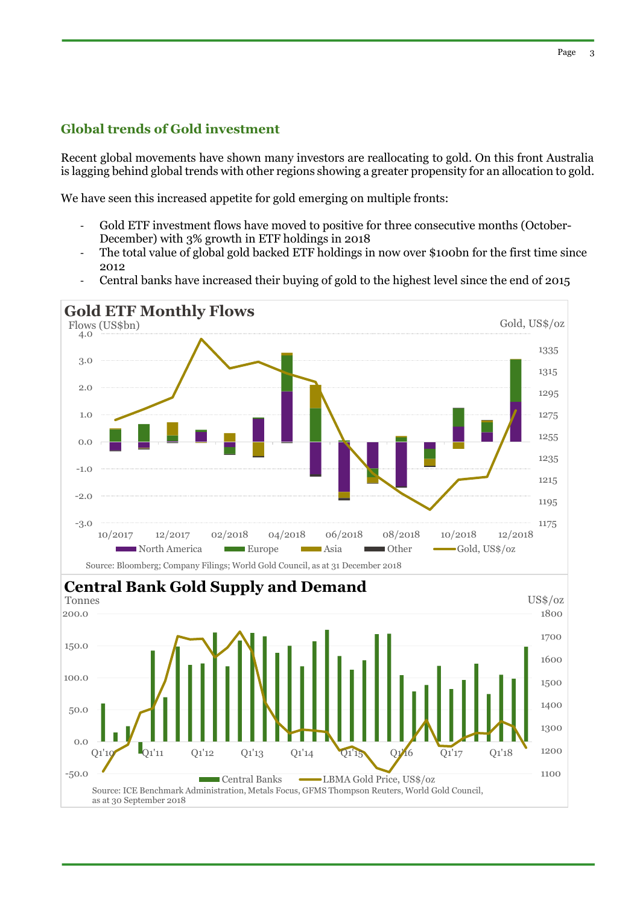## Global trends of Gold investment

Recent global movements have shown many investors are reallocating to gold. On this front Australia is lagging behind global trends with other regions showing a greater propensity for an allocation to gold.

We have seen this increased appetite for gold emerging on multiple fronts:

- Gold ETF investment flows have moved to positive for three consecutive months (October-December) with 3% growth in ETF holdings in 2018
- The total value of global gold backed ETF holdings in now over $100bn for the first time since 2012
- Central banks have increased their buying of gold to the highest level since the end of 2015

**Gold ETF Monthly Flows**

Source: Bloomberg; Company Filings; World Gold Council, as at 31 December 2018

**Central Bank Gold Supply and Demand**

Source: ICE Benchmark Administration, Metals Focus, GFMS Thompson Reuters, World Gold Council, as at 30 September 2018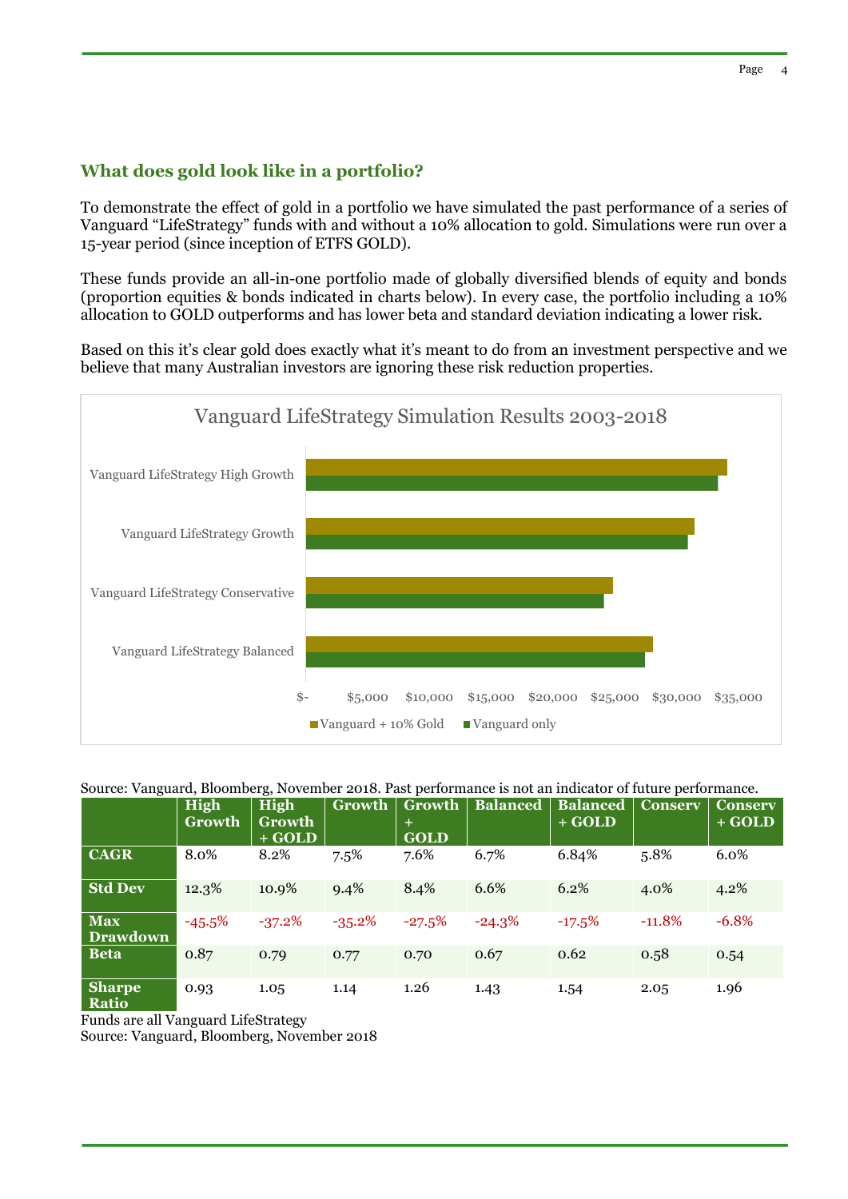## What does gold look like in a portfolio?

To demonstrate the effect of gold in a portfolio we have simulated the past performance of a series of Vanguard "LifeStrategy" funds with and without a 10% allocation to gold. Simulations were run over a 15-year period (since inception of ETFS GOLD).

These funds provide an all-in-one portfolio made of globally diversified blends of equity and bonds (proportion equities & bonds indicated in charts below). In every case, the portfolio including a 10% allocation to GOLD outperforms and has lower beta and standard deviation indicating a lower risk.

Based on this it's clear gold does exactly what it's meant to do from an investment perspective and we believe that many Australian investors are ignoring these risk reduction properties.

**Vanguard LifeStrategy Simulation Results 2003-2018**

| Fund | Vanguard + 10% Gold | Vanguard only |
|---|---|---|
| Vanguard LifeStrategy High Growth | ~$34,000 | ~$33,300 |
| Vanguard LifeStrategy Growth | ~$31,400 | ~$30,900 |
| Vanguard LifeStrategy Conservative | ~$24,800 | ~$24,100 |
| Vanguard LifeStrategy Balanced | ~$28,100 | ~$27,400 |

Source: Vanguard, Bloomberg, November 2018. Past performance is not an indicator of future performance.

| | High Growth | High Growth + GOLD | Growth | Growth + GOLD | Balanced | Balanced + GOLD | Conserv | Conserv + GOLD |
|---|---|---|---|---|---|---|---|---|
| **CAGR** | 8.0% | 8.2% | 7.5% | 7.6% | 6.7% | 6.84% | 5.8% | 6.0% |
| **Std Dev** | 12.3% | 10.9% | 9.4% | 8.4% | 6.6% | 6.2% | 4.0% | 4.2% |
| **Max Drawdown** | -45.5% | -37.2% | -35.2% | -27.5% | -24.3% | -17.5% | -11.8% | -6.8% |
| **Beta** | 0.87 | 0.79 | 0.77 | 0.70 | 0.67 | 0.62 | 0.58 | 0.54 |
| **Sharpe Ratio** | 0.93 | 1.05 | 1.14 | 1.26 | 1.43 | 1.54 | 2.05 | 1.96 |

Funds are all Vanguard LifeStrategy
Source: Vanguard, Bloomberg, November 2018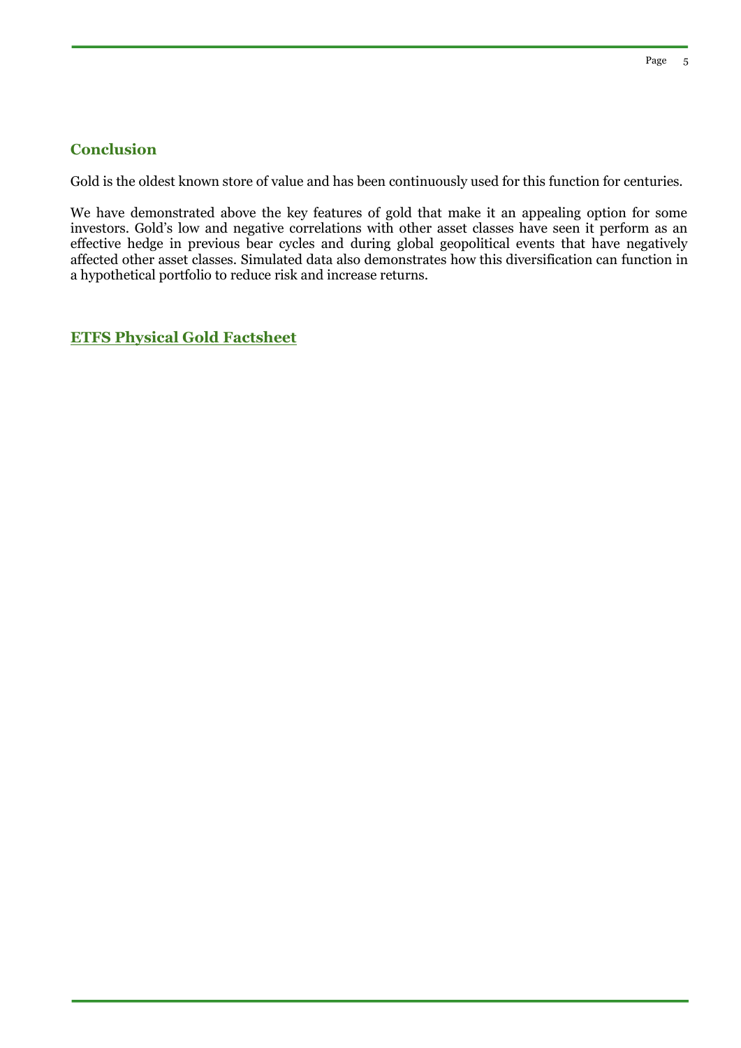## Conclusion

Gold is the oldest known store of value and has been continuously used for this function for centuries.

We have demonstrated above the key features of gold that make it an appealing option for some investors. Gold's low and negative correlations with other asset classes have seen it perform as an effective hedge in previous bear cycles and during global geopolitical events that have negatively affected other asset classes. Simulated data also demonstrates how this diversification can function in a hypothetical portfolio to reduce risk and increase returns.

## ETFS Physical Gold Factsheet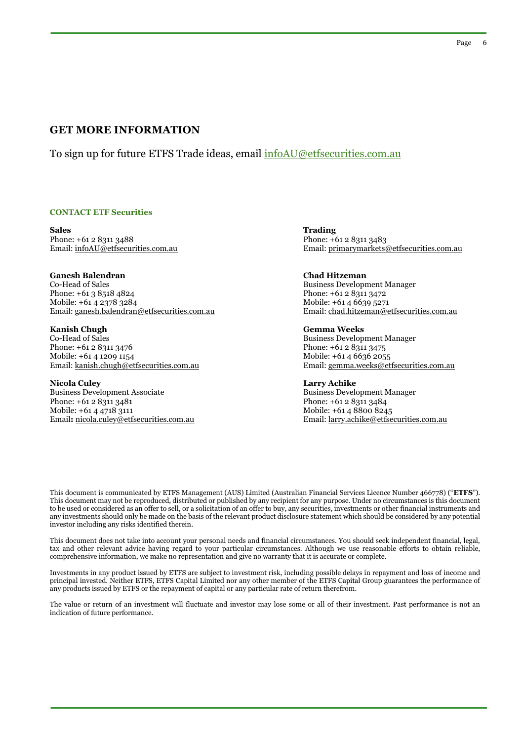## GET MORE INFORMATION

To sign up for future ETFS Trade ideas, email infoAU@etfsecurities.com.au

### CONTACT ETF Securities

**Sales**
Phone: +61 2 8311 3488
Email: infoAU@etfsecurities.com.au

**Ganesh Balendran**
Co-Head of Sales
Phone: +61 3 8518 4824
Mobile: +61 4 2378 3284
Email: ganesh.balendran@etfsecurities.com.au

**Kanish Chugh**
Co-Head of Sales
Phone: +61 2 8311 3476
Mobile: +61 4 1209 1154
Email: kanish.chugh@etfsecurities.com.au

**Nicola Culey**
Business Development Associate
Phone: +61 2 8311 3481
Mobile: +61 4 4718 3111
Email**:** nicola.culey@etfsecurities.com.au

**Trading**
Phone: +61 2 8311 3483
Email: primarymarkets@etfsecurities.com.au

**Chad Hitzeman**
Business Development Manager
Phone: +61 2 8311 3472
Mobile: +61 4 6639 5271
Email: chad.hitzeman@etfsecurities.com.au

**Gemma Weeks**
Business Development Manager
Phone: +61 2 8311 3475
Mobile: +61 4 6636 2055
Email: gemma.weeks@etfsecurities.com.au

**Larry Achike**
Business Development Manager
Phone: +61 2 8311 3484
Mobile: +61 4 8800 8245
Email: larry.achike@etfsecurities.com.au

This document is communicated by ETFS Management (AUS) Limited (Australian Financial Services Licence Number 466778) ("**ETFS**"). This document may not be reproduced, distributed or published by any recipient for any purpose. Under no circumstances is this document to be used or considered as an offer to sell, or a solicitation of an offer to buy, any securities, investments or other financial instruments and any investments should only be made on the basis of the relevant product disclosure statement which should be considered by any potential investor including any risks identified therein.

This document does not take into account your personal needs and financial circumstances. You should seek independent financial, legal, tax and other relevant advice having regard to your particular circumstances. Although we use reasonable efforts to obtain reliable, comprehensive information, we make no representation and give no warranty that it is accurate or complete.

Investments in any product issued by ETFS are subject to investment risk, including possible delays in repayment and loss of income and principal invested. Neither ETFS, ETFS Capital Limited nor any other member of the ETFS Capital Group guarantees the performance of any products issued by ETFS or the repayment of capital or any particular rate of return therefrom.

The value or return of an investment will fluctuate and investor may lose some or all of their investment. Past performance is not an indication of future performance.